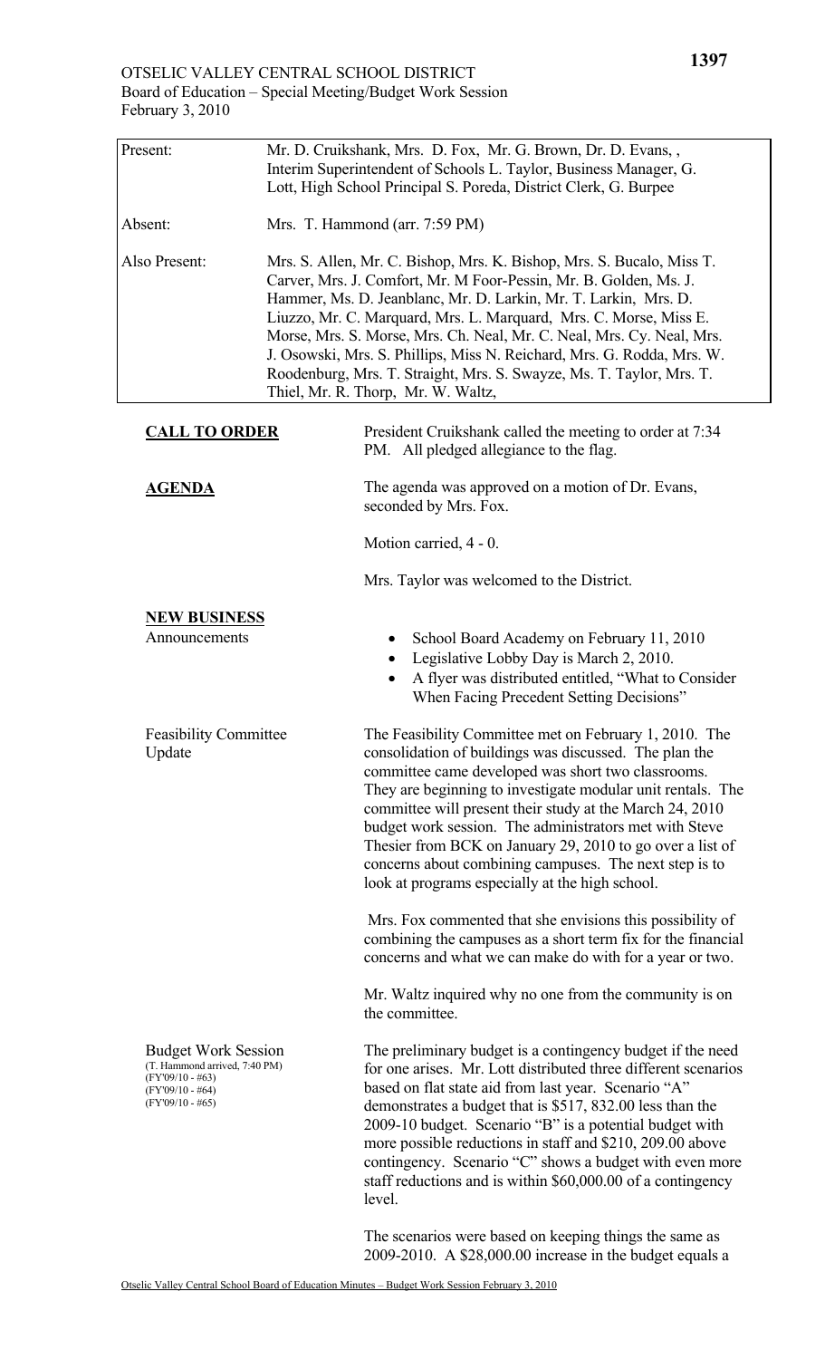OTSELIC VALLEY CENTRAL SCHOOL DISTRICT
Board of Education – Special Meeting/Budget Work Session
February 3, 2010

| | |
|---|---|
| Present: | Mr. D. Cruikshank, Mrs. D. Fox, Mr. G. Brown, Dr. D. Evans, , Interim Superintendent of Schools L. Taylor, Business Manager, G. Lott, High School Principal S. Poreda, District Clerk, G. Burpee |
| Absent: | Mrs. T. Hammond (arr. 7:59 PM) |
| Also Present: | Mrs. S. Allen, Mr. C. Bishop, Mrs. K. Bishop, Mrs. S. Bucalo, Miss T. Carver, Mrs. J. Comfort, Mr. M Foor-Pessin, Mr. B. Golden, Ms. J. Hammer, Ms. D. Jeanblanc, Mr. D. Larkin, Mr. T. Larkin, Mrs. D. Liuzzo, Mr. C. Marquard, Mrs. L. Marquard, Mrs. C. Morse, Miss E. Morse, Mrs. S. Morse, Mrs. Ch. Neal, Mr. C. Neal, Mrs. Cy. Neal, Mrs. J. Osowski, Mrs. S. Phillips, Miss N. Reichard, Mrs. G. Rodda, Mrs. W. Roodenburg, Mrs. T. Straight, Mrs. S. Swayze, Ms. T. Taylor, Mrs. T. Thiel, Mr. R. Thorp, Mr. W. Waltz, |

**CALL TO ORDER**

President Cruikshank called the meeting to order at 7:34 PM. All pledged allegiance to the flag.

**AGENDA**

The agenda was approved on a motion of Dr. Evans, seconded by Mrs. Fox.

Motion carried, 4 - 0.

Mrs. Taylor was welcomed to the District.

**NEW BUSINESS**

Announcements

- School Board Academy on February 11, 2010
- Legislative Lobby Day is March 2, 2010.
- A flyer was distributed entitled, "What to Consider When Facing Precedent Setting Decisions"

Feasibility Committee Update

The Feasibility Committee met on February 1, 2010. The consolidation of buildings was discussed. The plan the committee came developed was short two classrooms. They are beginning to investigate modular unit rentals. The committee will present their study at the March 24, 2010 budget work session. The administrators met with Steve Thesier from BCK on January 29, 2010 to go over a list of concerns about combining campuses. The next step is to look at programs especially at the high school.

Mrs. Fox commented that she envisions this possibility of combining the campuses as a short term fix for the financial concerns and what we can make do with for a year or two.

Mr. Waltz inquired why no one from the community is on the committee.

Budget Work Session
(T. Hammond arrived, 7:40 PM)
(FY'09/10 - #63)
(FY'09/10 - #64)
(FY'09/10 - #65)

The preliminary budget is a contingency budget if the need for one arises. Mr. Lott distributed three different scenarios based on flat state aid from last year. Scenario "A" demonstrates a budget that is $517, 832.00 less than the 2009-10 budget. Scenario "B" is a potential budget with more possible reductions in staff and $210, 209.00 above contingency. Scenario "C" shows a budget with even more staff reductions and is within $60,000.00 of a contingency level.

The scenarios were based on keeping things the same as 2009-2010. A $28,000.00 increase in the budget equals a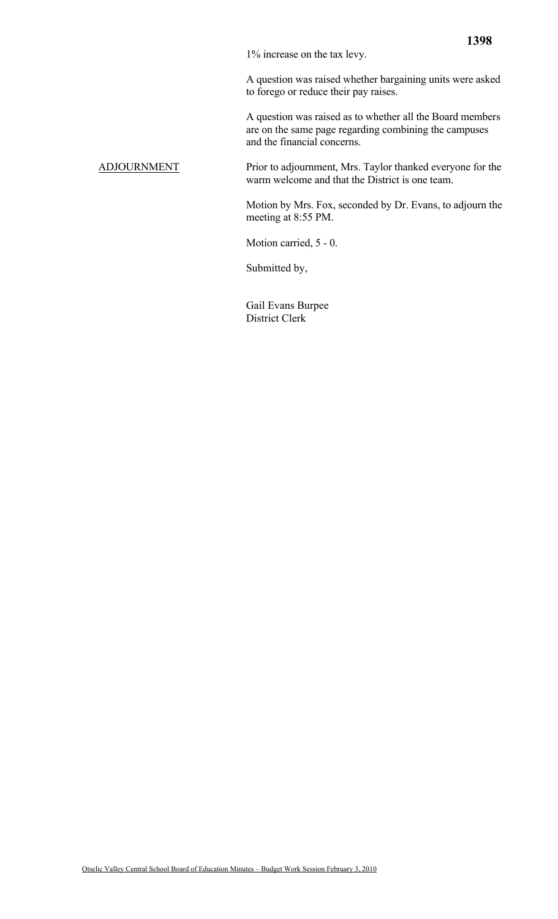1% increase on the tax levy.

A question was raised whether bargaining units were asked to forego or reduce their pay raises.

A question was raised as to whether all the Board members are on the same page regarding combining the campuses and the financial concerns.

ADJOURNMENT

Prior to adjournment, Mrs. Taylor thanked everyone for the warm welcome and that the District is one team.

Motion by Mrs. Fox, seconded by Dr. Evans, to adjourn the meeting at 8:55 PM.

Motion carried, 5 - 0.

Submitted by,

Gail Evans Burpee
District Clerk